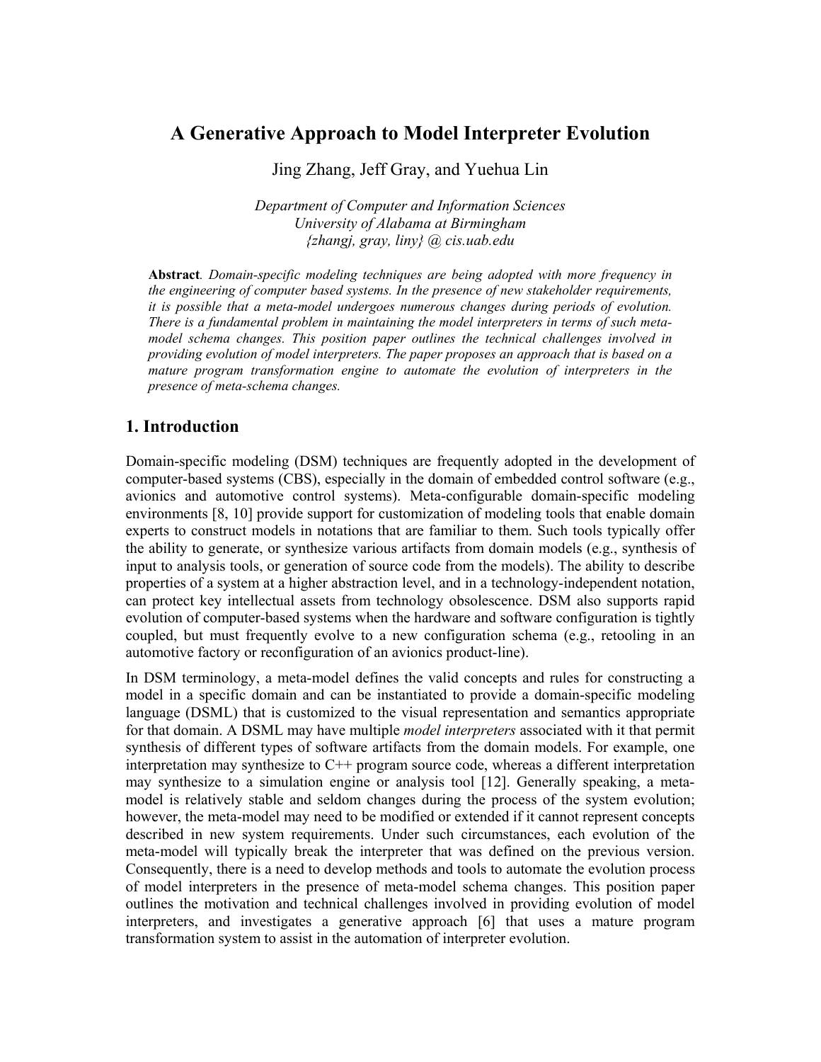# A Generative Approach to Model Interpreter Evolution

Jing Zhang, Jeff Gray, and Yuehua Lin

*Department of Computer and Information Sciences*
*University of Alabama at Birmingham*
*{zhangj, gray, liny} @ cis.uab.edu*

**Abstract**. *Domain-specific modeling techniques are being adopted with more frequency in the engineering of computer based systems. In the presence of new stakeholder requirements, it is possible that a meta-model undergoes numerous changes during periods of evolution. There is a fundamental problem in maintaining the model interpreters in terms of such meta-model schema changes. This position paper outlines the technical challenges involved in providing evolution of model interpreters. The paper proposes an approach that is based on a mature program transformation engine to automate the evolution of interpreters in the presence of meta-schema changes.*

## 1. Introduction

Domain-specific modeling (DSM) techniques are frequently adopted in the development of computer-based systems (CBS), especially in the domain of embedded control software (e.g., avionics and automotive control systems). Meta-configurable domain-specific modeling environments [8, 10] provide support for customization of modeling tools that enable domain experts to construct models in notations that are familiar to them. Such tools typically offer the ability to generate, or synthesize various artifacts from domain models (e.g., synthesis of input to analysis tools, or generation of source code from the models). The ability to describe properties of a system at a higher abstraction level, and in a technology-independent notation, can protect key intellectual assets from technology obsolescence. DSM also supports rapid evolution of computer-based systems when the hardware and software configuration is tightly coupled, but must frequently evolve to a new configuration schema (e.g., retooling in an automotive factory or reconfiguration of an avionics product-line).

In DSM terminology, a meta-model defines the valid concepts and rules for constructing a model in a specific domain and can be instantiated to provide a domain-specific modeling language (DSML) that is customized to the visual representation and semantics appropriate for that domain. A DSML may have multiple *model interpreters* associated with it that permit synthesis of different types of software artifacts from the domain models. For example, one interpretation may synthesize to C++ program source code, whereas a different interpretation may synthesize to a simulation engine or analysis tool [12]. Generally speaking, a meta-model is relatively stable and seldom changes during the process of the system evolution; however, the meta-model may need to be modified or extended if it cannot represent concepts described in new system requirements. Under such circumstances, each evolution of the meta-model will typically break the interpreter that was defined on the previous version. Consequently, there is a need to develop methods and tools to automate the evolution process of model interpreters in the presence of meta-model schema changes. This position paper outlines the motivation and technical challenges involved in providing evolution of model interpreters, and investigates a generative approach [6] that uses a mature program transformation system to assist in the automation of interpreter evolution.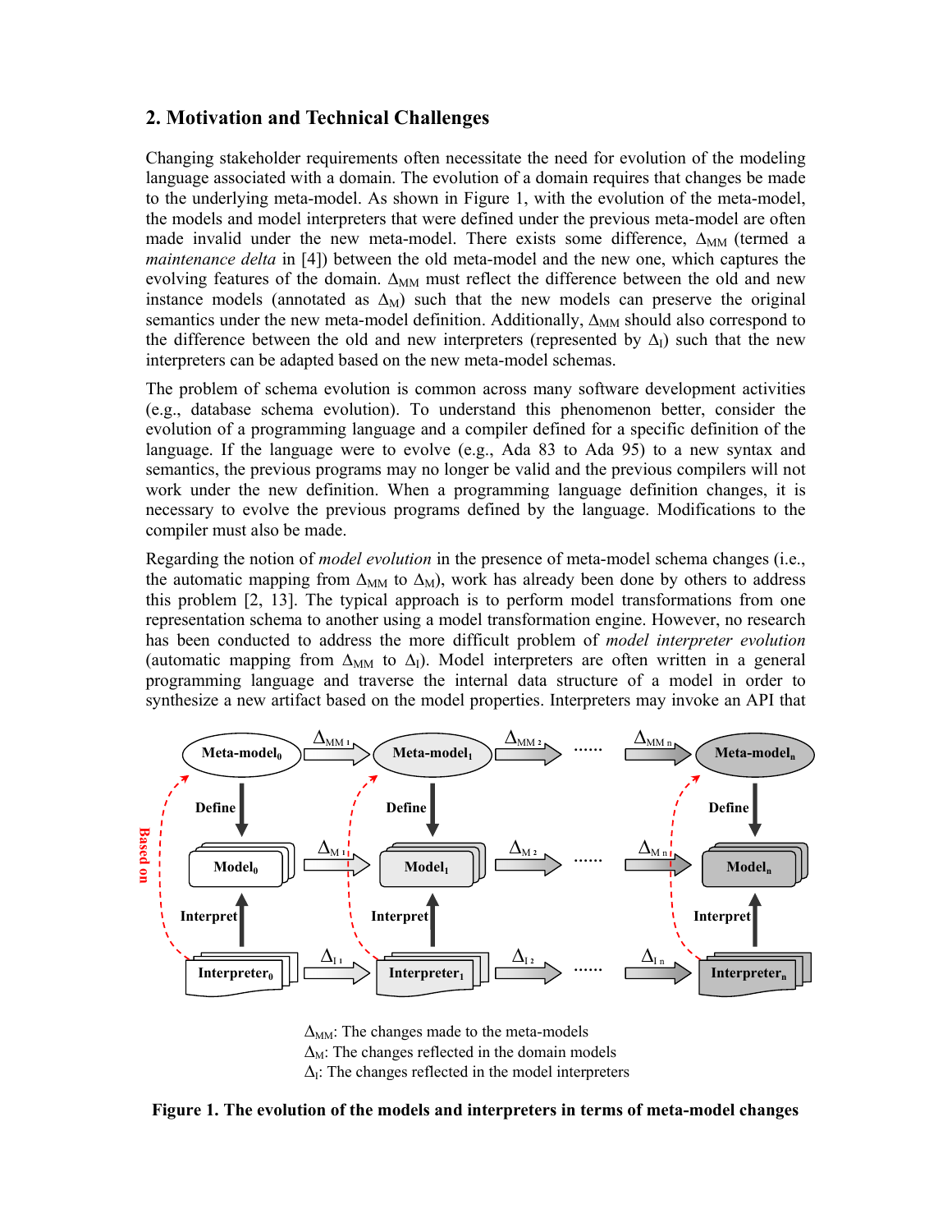## 2. Motivation and Technical Challenges

Changing stakeholder requirements often necessitate the need for evolution of the modeling language associated with a domain. The evolution of a domain requires that changes be made to the underlying meta-model. As shown in Figure 1, with the evolution of the meta-model, the models and model interpreters that were defined under the previous meta-model are often made invalid under the new meta-model. There exists some difference, $\Delta_{MM}$ (termed a *maintenance delta* in [4]) between the old meta-model and the new one, which captures the evolving features of the domain. $\Delta_{MM}$ must reflect the difference between the old and new instance models (annotated as $\Delta_{M}$) such that the new models can preserve the original semantics under the new meta-model definition. Additionally, $\Delta_{MM}$ should also correspond to the difference between the old and new interpreters (represented by $\Delta_{I}$) such that the new interpreters can be adapted based on the new meta-model schemas.

The problem of schema evolution is common across many software development activities (e.g., database schema evolution). To understand this phenomenon better, consider the evolution of a programming language and a compiler defined for a specific definition of the language. If the language were to evolve (e.g., Ada 83 to Ada 95) to a new syntax and semantics, the previous programs may no longer be valid and the previous compilers will not work under the new definition. When a programming language definition changes, it is necessary to evolve the previous programs defined by the language. Modifications to the compiler must also be made.

Regarding the notion of *model evolution* in the presence of meta-model schema changes (i.e., the automatic mapping from $\Delta_{MM}$ to $\Delta_{M}$), work has already been done by others to address this problem [2, 13]. The typical approach is to perform model transformations from one representation schema to another using a model transformation engine. However, no research has been conducted to address the more difficult problem of *model interpreter evolution* (automatic mapping from $\Delta_{MM}$ to $\Delta_{I}$). Model interpreters are often written in a general programming language and traverse the internal data structure of a model in order to synthesize a new artifact based on the model properties. Interpreters may invoke an API that

$\Delta_{MM}$: The changes made to the meta-models
$\Delta_{M}$: The changes reflected in the domain models
$\Delta_{I}$: The changes reflected in the model interpreters

**Figure 1. The evolution of the models and interpreters in terms of meta-model changes**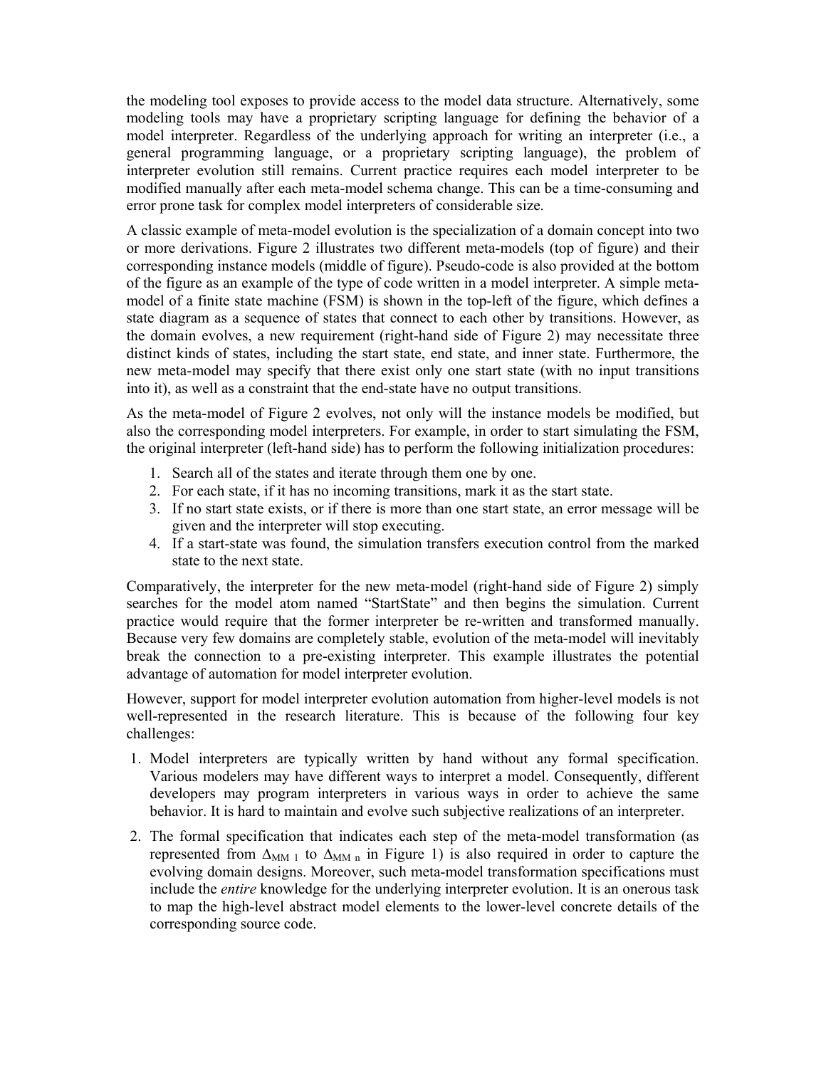the modeling tool exposes to provide access to the model data structure. Alternatively, some modeling tools may have a proprietary scripting language for defining the behavior of a model interpreter. Regardless of the underlying approach for writing an interpreter (i.e., a general programming language, or a proprietary scripting language), the problem of interpreter evolution still remains. Current practice requires each model interpreter to be modified manually after each meta-model schema change. This can be a time-consuming and error prone task for complex model interpreters of considerable size.

A classic example of meta-model evolution is the specialization of a domain concept into two or more derivations. Figure 2 illustrates two different meta-models (top of figure) and their corresponding instance models (middle of figure). Pseudo-code is also provided at the bottom of the figure as an example of the type of code written in a model interpreter. A simple meta-model of a finite state machine (FSM) is shown in the top-left of the figure, which defines a state diagram as a sequence of states that connect to each other by transitions. However, as the domain evolves, a new requirement (right-hand side of Figure 2) may necessitate three distinct kinds of states, including the start state, end state, and inner state. Furthermore, the new meta-model may specify that there exist only one start state (with no input transitions into it), as well as a constraint that the end-state have no output transitions.

As the meta-model of Figure 2 evolves, not only will the instance models be modified, but also the corresponding model interpreters. For example, in order to start simulating the FSM, the original interpreter (left-hand side) has to perform the following initialization procedures:

1. Search all of the states and iterate through them one by one.
2. For each state, if it has no incoming transitions, mark it as the start state.
3. If no start state exists, or if there is more than one start state, an error message will be given and the interpreter will stop executing.
4. If a start-state was found, the simulation transfers execution control from the marked state to the next state.

Comparatively, the interpreter for the new meta-model (right-hand side of Figure 2) simply searches for the model atom named "StartState" and then begins the simulation. Current practice would require that the former interpreter be re-written and transformed manually. Because very few domains are completely stable, evolution of the meta-model will inevitably break the connection to a pre-existing interpreter. This example illustrates the potential advantage of automation for model interpreter evolution.

However, support for model interpreter evolution automation from higher-level models is not well-represented in the research literature. This is because of the following four key challenges:

1. Model interpreters are typically written by hand without any formal specification. Various modelers may have different ways to interpret a model. Consequently, different developers may program interpreters in various ways in order to achieve the same behavior. It is hard to maintain and evolve such subjective realizations of an interpreter.
2. The formal specification that indicates each step of the meta-model transformation (as represented from $\Delta_{MM\ 1}$ to $\Delta_{MM\ n}$ in Figure 1) is also required in order to capture the evolving domain designs. Moreover, such meta-model transformation specifications must include the *entire* knowledge for the underlying interpreter evolution. It is an onerous task to map the high-level abstract model elements to the lower-level concrete details of the corresponding source code.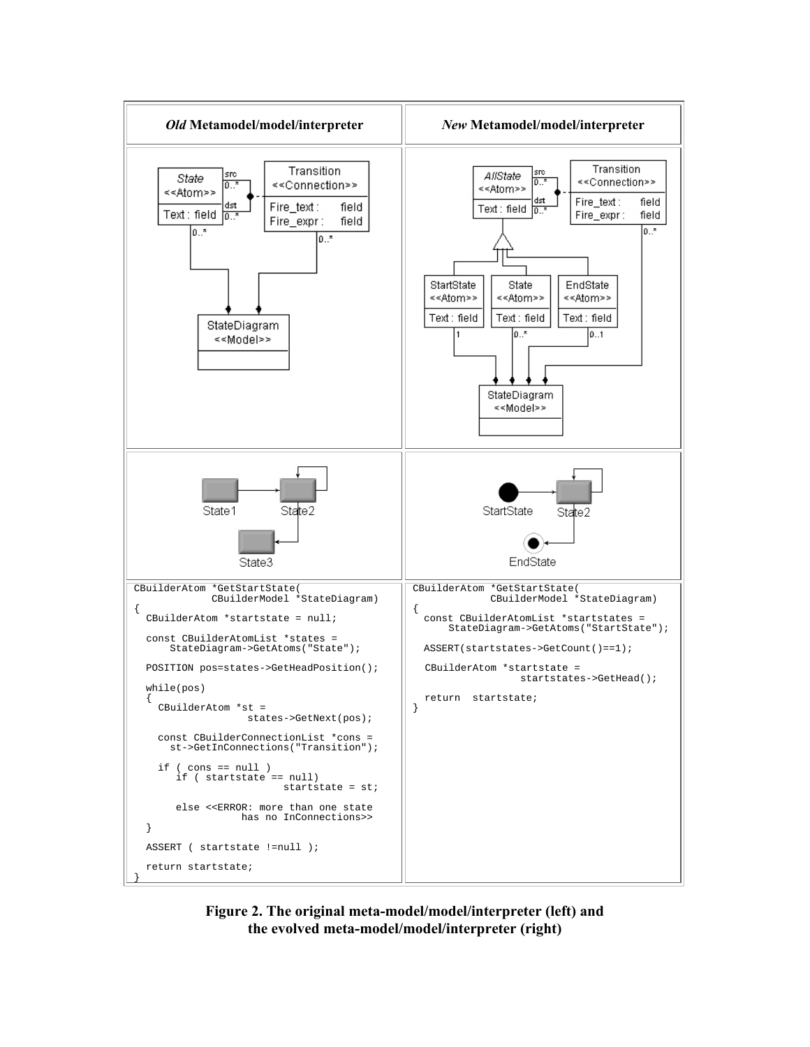| *Old* **Metamodel/model/interpreter** | *New* **Metamodel/model/interpreter** |
|---|---|
| | |
| | |

```
CBuilderAtom *GetStartState(
            CBuilderModel *StateDiagram)
{
  CBuilderAtom *startstate = null;

  const CBuilderAtomList *states =
      StateDiagram->GetAtoms("State");

  POSITION pos=states->GetHeadPosition();

  while(pos)
  {
    CBuilderAtom *st =
                  states->GetNext(pos);

    const CBuilderConnectionList *cons =
      st->GetInConnections("Transition");

    if ( cons == null )
       if ( startstate == null)
                         startstate = st;

       else <<ERROR: more than one state
                has no InConnections>>
  }

  ASSERT ( startstate !=null );

  return startstate;
}
```

```
CBuilderAtom *GetStartState(
            CBuilderModel *StateDiagram)
{
  const CBuilderAtomList *startstates =
      StateDiagram->GetAtoms("StartState");

  ASSERT(startstates->GetCount()==1);

  CBuilderAtom *startstate =
                startstates->GetHead();

  return  startstate;
}
```

**Figure 2. The original meta-model/model/interpreter (left) and the evolved meta-model/model/interpreter (right)**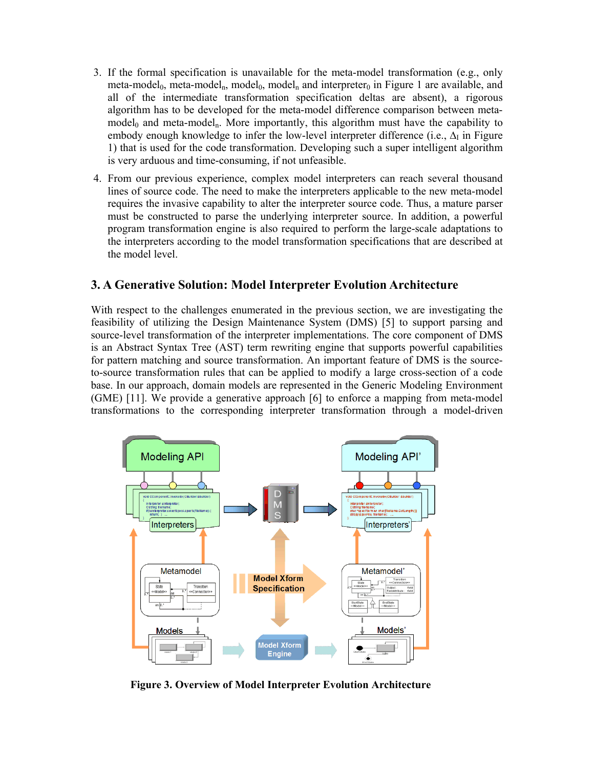3. If the formal specification is unavailable for the meta-model transformation (e.g., only meta-model$_0$, meta-model$_n$, model$_0$, model$_n$ and interpreter$_0$ in Figure 1 are available, and all of the intermediate transformation specification deltas are absent), a rigorous algorithm has to be developed for the meta-model difference comparison between meta-model$_0$ and meta-model$_n$. More importantly, this algorithm must have the capability to embody enough knowledge to infer the low-level interpreter difference (i.e., $\Delta_I$ in Figure 1) that is used for the code transformation. Developing such a super intelligent algorithm is very arduous and time-consuming, if not unfeasible.

4. From our previous experience, complex model interpreters can reach several thousand lines of source code. The need to make the interpreters applicable to the new meta-model requires the invasive capability to alter the interpreter source code. Thus, a mature parser must be constructed to parse the underlying interpreter source. In addition, a powerful program transformation engine is also required to perform the large-scale adaptations to the interpreters according to the model transformation specifications that are described at the model level.

## 3. A Generative Solution: Model Interpreter Evolution Architecture

With respect to the challenges enumerated in the previous section, we are investigating the feasibility of utilizing the Design Maintenance System (DMS) [5] to support parsing and source-level transformation of the interpreter implementations. The core component of DMS is an Abstract Syntax Tree (AST) term rewriting engine that supports powerful capabilities for pattern matching and source transformation. An important feature of DMS is the source-to-source transformation rules that can be applied to modify a large cross-section of a code base. In our approach, domain models are represented in the Generic Modeling Environment (GME) [11]. We provide a generative approach [6] to enforce a mapping from meta-model transformations to the corresponding interpreter transformation through a model-driven

**Figure 3. Overview of Model Interpreter Evolution Architecture**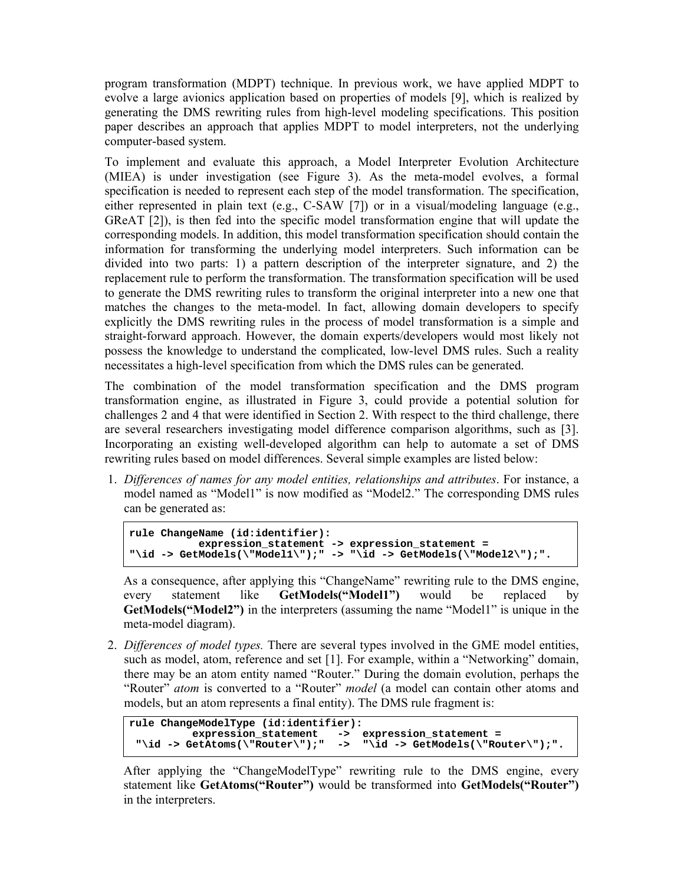program transformation (MDPT) technique. In previous work, we have applied MDPT to evolve a large avionics application based on properties of models [9], which is realized by generating the DMS rewriting rules from high-level modeling specifications. This position paper describes an approach that applies MDPT to model interpreters, not the underlying computer-based system.

To implement and evaluate this approach, a Model Interpreter Evolution Architecture (MIEA) is under investigation (see Figure 3). As the meta-model evolves, a formal specification is needed to represent each step of the model transformation. The specification, either represented in plain text (e.g., C-SAW [7]) or in a visual/modeling language (e.g., GReAT [2]), is then fed into the specific model transformation engine that will update the corresponding models. In addition, this model transformation specification should contain the information for transforming the underlying model interpreters. Such information can be divided into two parts: 1) a pattern description of the interpreter signature, and 2) the replacement rule to perform the transformation. The transformation specification will be used to generate the DMS rewriting rules to transform the original interpreter into a new one that matches the changes to the meta-model. In fact, allowing domain developers to specify explicitly the DMS rewriting rules in the process of model transformation is a simple and straight-forward approach. However, the domain experts/developers would most likely not possess the knowledge to understand the complicated, low-level DMS rules. Such a reality necessitates a high-level specification from which the DMS rules can be generated.

The combination of the model transformation specification and the DMS program transformation engine, as illustrated in Figure 3, could provide a potential solution for challenges 2 and 4 that were identified in Section 2. With respect to the third challenge, there are several researchers investigating model difference comparison algorithms, such as [3]. Incorporating an existing well-developed algorithm can help to automate a set of DMS rewriting rules based on model differences. Several simple examples are listed below:

1. *Differences of names for any model entities, relationships and attributes*. For instance, a model named as "Model1" is now modified as "Model2." The corresponding DMS rules can be generated as:

   ```
   rule ChangeName (id:identifier):
             expression_statement -> expression_statement =
   "\id -> GetModels(\"Model1\");" -> "\id -> GetModels(\"Model2\");".
   ```

   As a consequence, after applying this "ChangeName" rewriting rule to the DMS engine, every statement like **GetModels("Model1")** would be replaced by **GetModels("Model2")** in the interpreters (assuming the name "Model1" is unique in the meta-model diagram).

2. *Differences of model types.* There are several types involved in the GME model entities, such as model, atom, reference and set [1]. For example, within a "Networking" domain, there may be an atom entity named "Router." During the domain evolution, perhaps the "Router" *atom* is converted to a "Router" *model* (a model can contain other atoms and models, but an atom represents a final entity). The DMS rule fragment is:

   ```
   rule ChangeModelType (id:identifier):
            expression_statement   ->  expression_statement =
    "\id -> GetAtoms(\"Router\");"  ->  "\id -> GetModels(\"Router\");".
   ```

   After applying the "ChangeModelType" rewriting rule to the DMS engine, every statement like **GetAtoms("Router")** would be transformed into **GetModels("Router")** in the interpreters.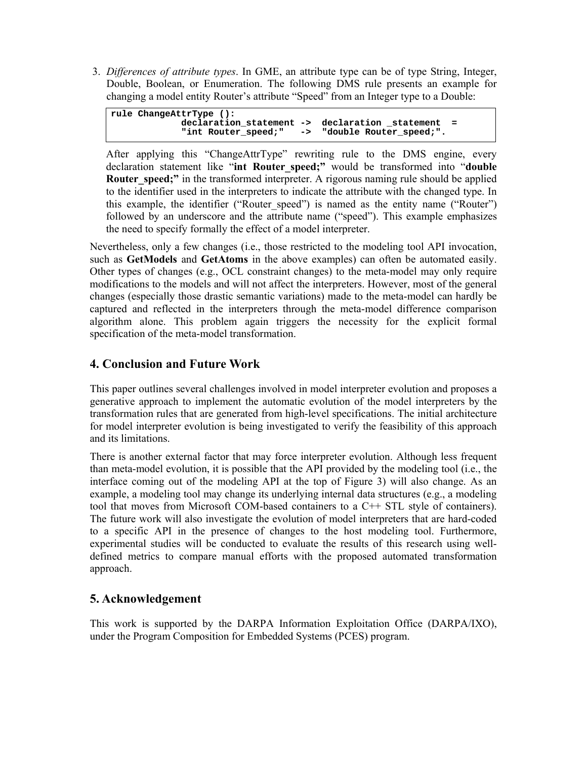3. *Differences of attribute types*. In GME, an attribute type can be of type String, Integer, Double, Boolean, or Enumeration. The following DMS rule presents an example for changing a model entity Router's attribute "Speed" from an Integer type to a Double:

```
rule ChangeAttrType ():
            declaration_statement ->  declaration _statement  =
            "int Router_speed;"    ->  "double Router_speed;".
```

   After applying this "ChangeAttrType" rewriting rule to the DMS engine, every declaration statement like "**int Router_speed;**" would be transformed into "**double Router_speed;**" in the transformed interpreter. A rigorous naming rule should be applied to the identifier used in the interpreters to indicate the attribute with the changed type. In this example, the identifier ("Router_speed") is named as the entity name ("Router") followed by an underscore and the attribute name ("speed"). This example emphasizes the need to specify formally the effect of a model interpreter.

Nevertheless, only a few changes (i.e., those restricted to the modeling tool API invocation, such as **GetModels** and **GetAtoms** in the above examples) can often be automated easily. Other types of changes (e.g., OCL constraint changes) to the meta-model may only require modifications to the models and will not affect the interpreters. However, most of the general changes (especially those drastic semantic variations) made to the meta-model can hardly be captured and reflected in the interpreters through the meta-model difference comparison algorithm alone. This problem again triggers the necessity for the explicit formal specification of the meta-model transformation.

## 4. Conclusion and Future Work

This paper outlines several challenges involved in model interpreter evolution and proposes a generative approach to implement the automatic evolution of the model interpreters by the transformation rules that are generated from high-level specifications. The initial architecture for model interpreter evolution is being investigated to verify the feasibility of this approach and its limitations.

There is another external factor that may force interpreter evolution. Although less frequent than meta-model evolution, it is possible that the API provided by the modeling tool (i.e., the interface coming out of the modeling API at the top of Figure 3) will also change. As an example, a modeling tool may change its underlying internal data structures (e.g., a modeling tool that moves from Microsoft COM-based containers to a C++ STL style of containers). The future work will also investigate the evolution of model interpreters that are hard-coded to a specific API in the presence of changes to the host modeling tool. Furthermore, experimental studies will be conducted to evaluate the results of this research using well-defined metrics to compare manual efforts with the proposed automated transformation approach.

## 5. Acknowledgement

This work is supported by the DARPA Information Exploitation Office (DARPA/IXO), under the Program Composition for Embedded Systems (PCES) program.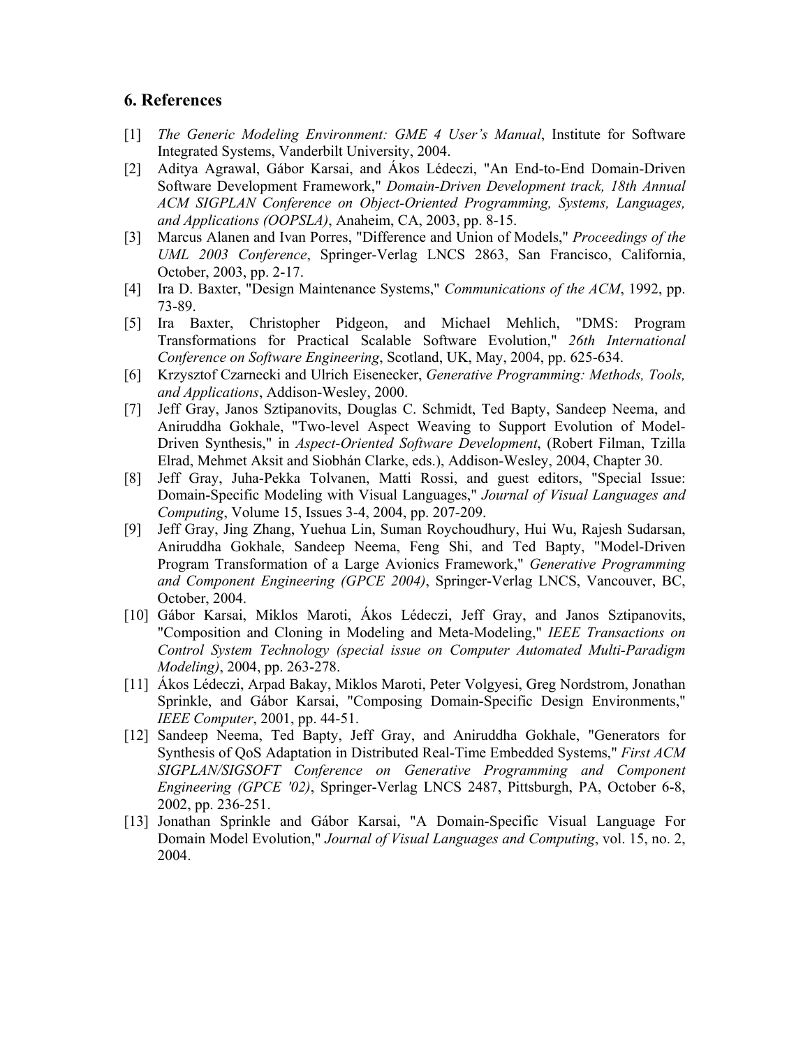## 6. References

[1] *The Generic Modeling Environment: GME 4 User's Manual*, Institute for Software Integrated Systems, Vanderbilt University, 2004.

[2] Aditya Agrawal, Gábor Karsai, and Ákos Lédeczi, "An End-to-End Domain-Driven Software Development Framework," *Domain-Driven Development track, 18th Annual ACM SIGPLAN Conference on Object-Oriented Programming, Systems, Languages, and Applications (OOPSLA)*, Anaheim, CA, 2003, pp. 8-15.

[3] Marcus Alanen and Ivan Porres, "Difference and Union of Models," *Proceedings of the UML 2003 Conference*, Springer-Verlag LNCS 2863, San Francisco, California, October, 2003, pp. 2-17.

[4] Ira D. Baxter, "Design Maintenance Systems," *Communications of the ACM*, 1992, pp. 73-89.

[5] Ira Baxter, Christopher Pidgeon, and Michael Mehlich, "DMS: Program Transformations for Practical Scalable Software Evolution," *26th International Conference on Software Engineering*, Scotland, UK, May, 2004, pp. 625-634.

[6] Krzysztof Czarnecki and Ulrich Eisenecker, *Generative Programming: Methods, Tools, and Applications*, Addison-Wesley, 2000.

[7] Jeff Gray, Janos Sztipanovits, Douglas C. Schmidt, Ted Bapty, Sandeep Neema, and Aniruddha Gokhale, "Two-level Aspect Weaving to Support Evolution of Model-Driven Synthesis," in *Aspect-Oriented Software Development*, (Robert Filman, Tzilla Elrad, Mehmet Aksit and Siobhán Clarke, eds.), Addison-Wesley, 2004, Chapter 30.

[8] Jeff Gray, Juha-Pekka Tolvanen, Matti Rossi, and guest editors, "Special Issue: Domain-Specific Modeling with Visual Languages," *Journal of Visual Languages and Computing*, Volume 15, Issues 3-4, 2004, pp. 207-209.

[9] Jeff Gray, Jing Zhang, Yuehua Lin, Suman Roychoudhury, Hui Wu, Rajesh Sudarsan, Aniruddha Gokhale, Sandeep Neema, Feng Shi, and Ted Bapty, "Model-Driven Program Transformation of a Large Avionics Framework," *Generative Programming and Component Engineering (GPCE 2004)*, Springer-Verlag LNCS, Vancouver, BC, October, 2004.

[10] Gábor Karsai, Miklos Maroti, Ákos Lédeczi, Jeff Gray, and Janos Sztipanovits, "Composition and Cloning in Modeling and Meta-Modeling," *IEEE Transactions on Control System Technology (special issue on Computer Automated Multi-Paradigm Modeling)*, 2004, pp. 263-278.

[11] Ákos Lédeczi, Arpad Bakay, Miklos Maroti, Peter Volgyesi, Greg Nordstrom, Jonathan Sprinkle, and Gábor Karsai, "Composing Domain-Specific Design Environments," *IEEE Computer*, 2001, pp. 44-51.

[12] Sandeep Neema, Ted Bapty, Jeff Gray, and Aniruddha Gokhale, "Generators for Synthesis of QoS Adaptation in Distributed Real-Time Embedded Systems," *First ACM SIGPLAN/SIGSOFT Conference on Generative Programming and Component Engineering (GPCE '02)*, Springer-Verlag LNCS 2487, Pittsburgh, PA, October 6-8, 2002, pp. 236-251.

[13] Jonathan Sprinkle and Gábor Karsai, "A Domain-Specific Visual Language For Domain Model Evolution," *Journal of Visual Languages and Computing*, vol. 15, no. 2, 2004.